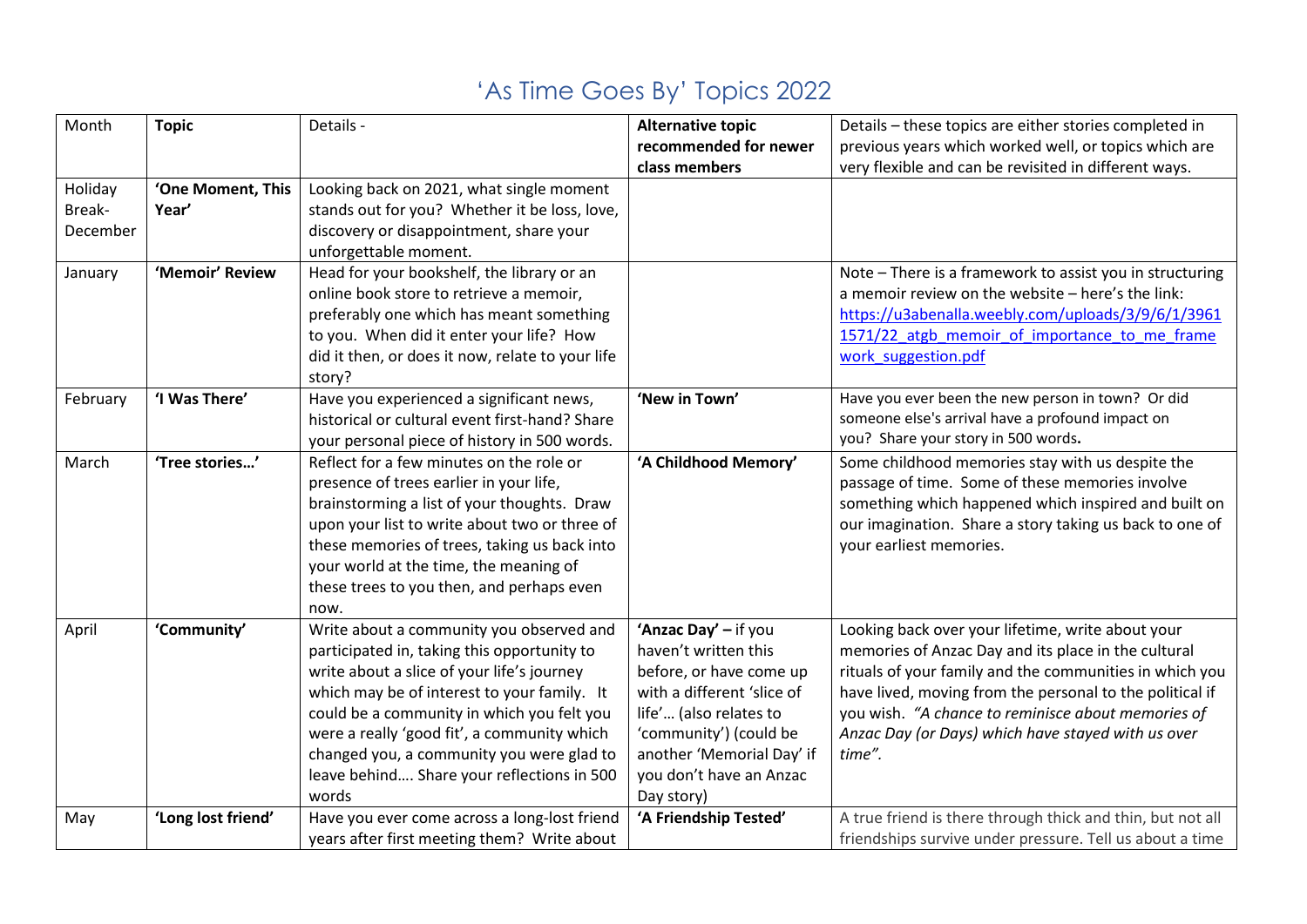# 'As Time Goes By' Topics 2022

| Month | **Topic** | Details - | **Alternative topic recommended for newer class members** | Details – these topics are either stories completed in previous years which worked well, or topics which are very flexible and can be revisited in different ways. |
|---|---|---|---|---|
| Holiday Break-December | **'One Moment, This Year'** | Looking back on 2021, what single moment stands out for you? Whether it be loss, love, discovery or disappointment, share your unforgettable moment. | | |
| January | **'Memoir' Review** | Head for your bookshelf, the library or an online book store to retrieve a memoir, preferably one which has meant something to you. When did it enter your life? How did it then, or does it now, relate to your life story? | | Note – There is a framework to assist you in structuring a memoir review on the website – here's the link: https://u3abenalla.weebly.com/uploads/3/9/6/1/39611571/22_atgb_memoir_of_importance_to_me_framework_suggestion.pdf |
| February | **'I Was There'** | Have you experienced a significant news, historical or cultural event first-hand? Share your personal piece of history in 500 words. | **'New in Town'** | Have you ever been the new person in town? Or did someone else's arrival have a profound impact on you? Share your story in 500 words**.** |
| March | **'Tree stories…'** | Reflect for a few minutes on the role or presence of trees earlier in your life, brainstorming a list of your thoughts. Draw upon your list to write about two or three of these memories of trees, taking us back into your world at the time, the meaning of these trees to you then, and perhaps even now. | **'A Childhood Memory'** | Some childhood memories stay with us despite the passage of time. Some of these memories involve something which happened which inspired and built on our imagination. Share a story taking us back to one of your earliest memories. |
| April | **'Community'** | Write about a community you observed and participated in, taking this opportunity to write about a slice of your life's journey which may be of interest to your family. It could be a community in which you felt you were a really 'good fit', a community which changed you, a community you were glad to leave behind…. Share your reflections in 500 words | **'Anzac Day' –** if you haven't written this before, or have come up with a different 'slice of life'… (also relates to 'community') (could be another 'Memorial Day' if you don't have an Anzac Day story) | Looking back over your lifetime, write about your memories of Anzac Day and its place in the cultural rituals of your family and the communities in which you have lived, moving from the personal to the political if you wish. *"A chance to reminisce about memories of Anzac Day (or Days) which have stayed with us over time".* |
| May | **'Long lost friend'** | Have you ever come across a long-lost friend years after first meeting them? Write about | **'A Friendship Tested'** | A true friend is there through thick and thin, but not all friendships survive under pressure. Tell us about a time |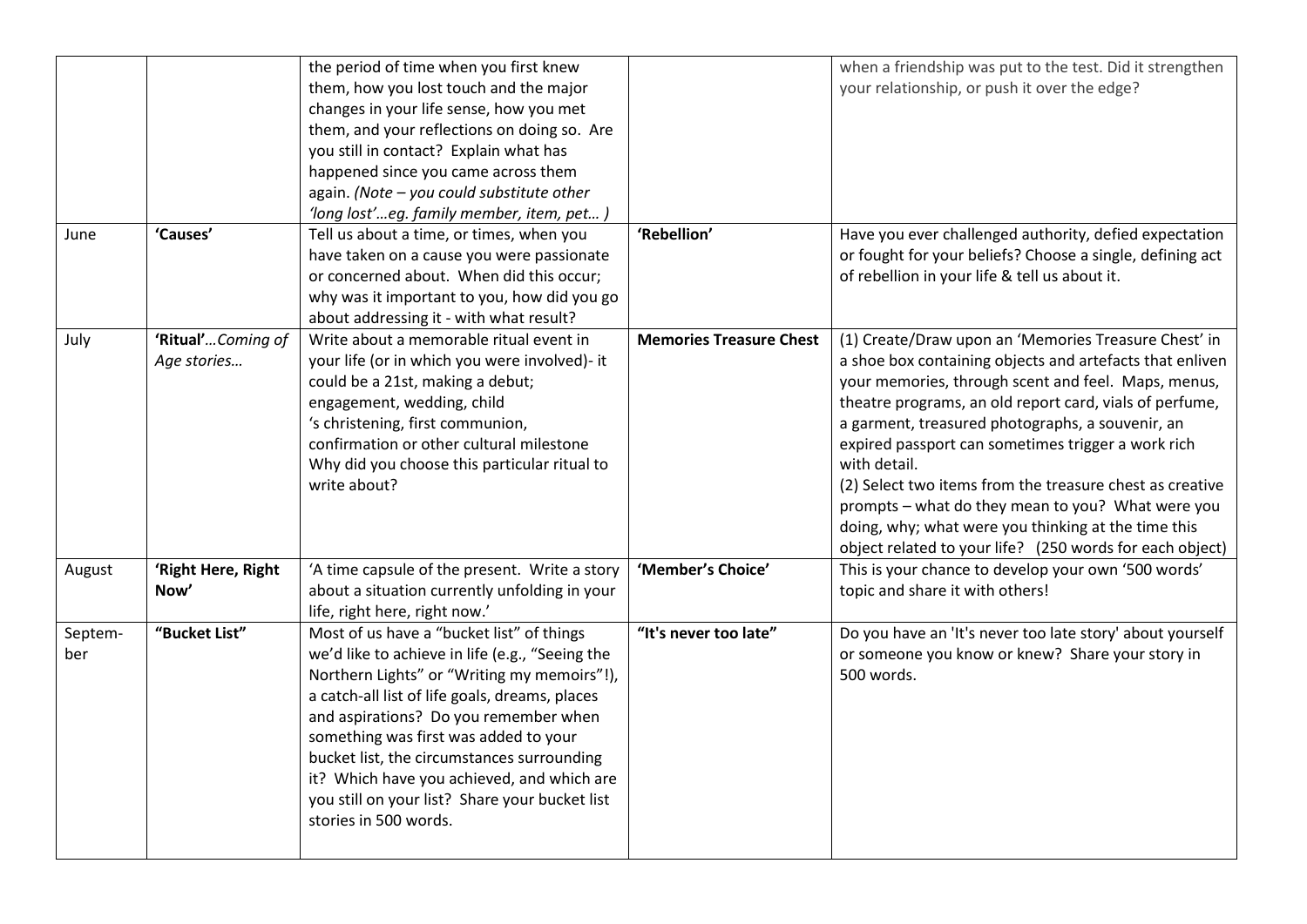|  |  |  |  |  |
| --- | --- | --- | --- | --- |
|  |  | the period of time when you first knew them, how you lost touch and the major changes in your life sense, how you met them, and your reflections on doing so. Are you still in contact? Explain what has happened since you came across them again. *(Note – you could substitute other 'long lost'…eg. family member, item, pet… )* |  | when a friendship was put to the test. Did it strengthen your relationship, or push it over the edge? |
| June | **'Causes'** | Tell us about a time, or times, when you have taken on a cause you were passionate or concerned about. When did this occur; why was it important to you, how did you go about addressing it - with what result? | **'Rebellion'** | Have you ever challenged authority, defied expectation or fought for your beliefs? Choose a single, defining act of rebellion in your life & tell us about it. |
| July | **'Ritual'**…*Coming of Age stories…* | Write about a memorable ritual event in your life (or in which you were involved)- it could be a 21st, making a debut; engagement, wedding, child 's christening, first communion, confirmation or other cultural milestone Why did you choose this particular ritual to write about? | **Memories Treasure Chest** | (1) Create/Draw upon an 'Memories Treasure Chest' in a shoe box containing objects and artefacts that enliven your memories, through scent and feel. Maps, menus, theatre programs, an old report card, vials of perfume, a garment, treasured photographs, a souvenir, an expired passport can sometimes trigger a work rich with detail.<br>(2) Select two items from the treasure chest as creative prompts – what do they mean to you? What were you doing, why; what were you thinking at the time this object related to your life? (250 words for each object) |
| August | **'Right Here, Right Now'** | 'A time capsule of the present. Write a story about a situation currently unfolding in your life, right here, right now.' | **'Member's Choice'** | This is your chance to develop your own '500 words' topic and share it with others! |
| Septem-ber | **"Bucket List"** | Most of us have a "bucket list" of things we'd like to achieve in life (e.g., "Seeing the Northern Lights" or "Writing my memoirs"!), a catch-all list of life goals, dreams, places and aspirations? Do you remember when something was first was added to your bucket list, the circumstances surrounding it? Which have you achieved, and which are you still on your list? Share your bucket list stories in 500 words. | **"It's never too late"** | Do you have an 'It's never too late story' about yourself or someone you know or knew? Share your story in 500 words. |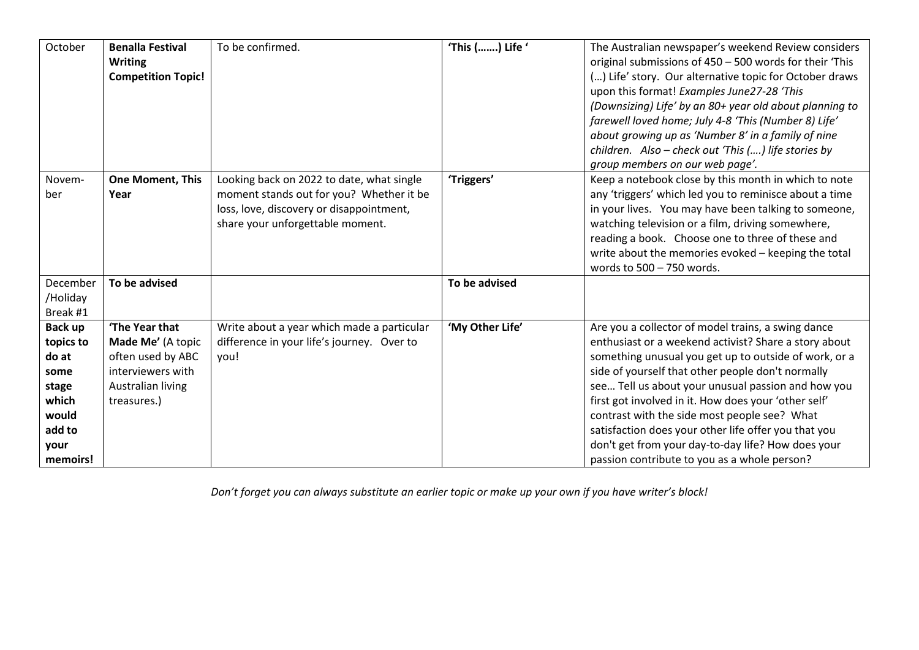| | | | | |
|---|---|---|---|---|
| October | **Benalla Festival Writing Competition Topic!** | To be confirmed. | **'This (…….) Life '** | The Australian newspaper's weekend Review considers original submissions of 450 – 500 words for their 'This (…) Life' story. Our alternative topic for October draws upon this format! *Examples June27-28 'This (Downsizing) Life' by an 80+ year old about planning to farewell loved home; July 4-8 'This (Number 8) Life' about growing up as 'Number 8' in a family of nine children. Also – check out 'This (….) life stories by group members on our web page'.* |
| Novem-ber | **One Moment, This Year** | Looking back on 2022 to date, what single moment stands out for you? Whether it be loss, love, discovery or disappointment, share your unforgettable moment. | **'Triggers'** | Keep a notebook close by this month in which to note any 'triggers' which led you to reminisce about a time in your lives. You may have been talking to someone, watching television or a film, driving somewhere, reading a book. Choose one to three of these and write about the memories evoked – keeping the total words to 500 – 750 words. |
| December /Holiday Break #1 | **To be advised** | | **To be advised** | |
| **Back up topics to do at some stage which would add to your memoirs!** | **'The Year that Made Me'** (A topic often used by ABC interviewers with Australian living treasures.) | Write about a year which made a particular difference in your life's journey. Over to you! | **'My Other Life'** | Are you a collector of model trains, a swing dance enthusiast or a weekend activist? Share a story about something unusual you get up to outside of work, or a side of yourself that other people don't normally see… Tell us about your unusual passion and how you first got involved in it. How does your 'other self' contrast with the side most people see? What satisfaction does your other life offer you that you don't get from your day-to-day life? How does your passion contribute to you as a whole person? |

*Don't forget you can always substitute an earlier topic or make up your own if you have writer's block!*